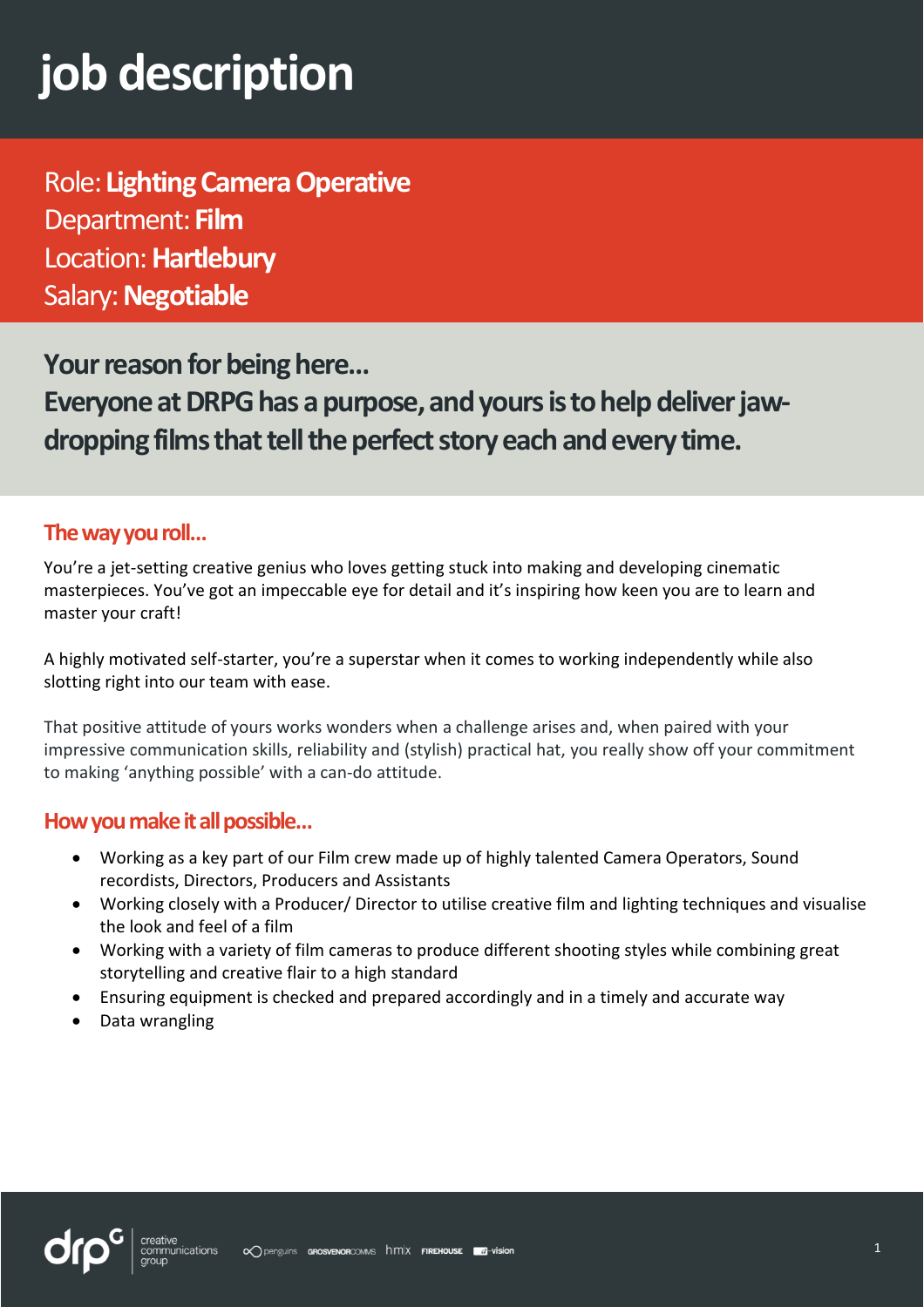# job description

Role: **Lighting Camera Operative**
Department: **Film**
Location: **Hartlebury**
Salary: **Negotiable**

## Your reason for being here...
## Everyone at DRPG has a purpose, and yours is to help deliver jaw-dropping films that tell the perfect story each and every time.

### The way you roll...

You're a jet-setting creative genius who loves getting stuck into making and developing cinematic masterpieces. You've got an impeccable eye for detail and it's inspiring how keen you are to learn and master your craft!

A highly motivated self-starter, you're a superstar when it comes to working independently while also slotting right into our team with ease.

That positive attitude of yours works wonders when a challenge arises and, when paired with your impressive communication skills, reliability and (stylish) practical hat, you really show off your commitment to making 'anything possible' with a can-do attitude.

### How you make it all possible...

- Working as a key part of our Film crew made up of highly talented Camera Operators, Sound recordists, Directors, Producers and Assistants
- Working closely with a Producer/ Director to utilise creative film and lighting techniques and visualise the look and feel of a film
- Working with a variety of film cameras to produce different shooting styles while combining great storytelling and creative flair to a high standard
- Ensuring equipment is checked and prepared accordingly and in a timely and accurate way
- Data wrangling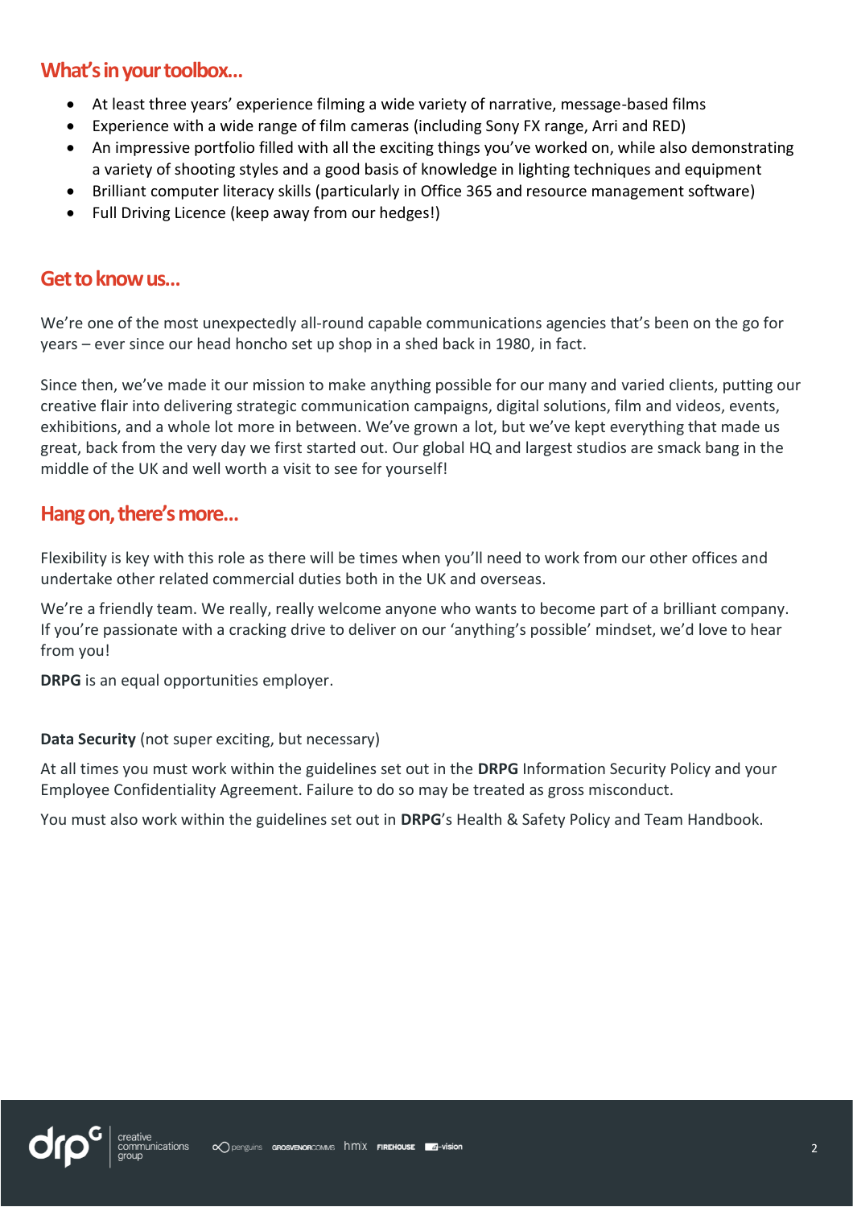## What's in your toolbox...

- At least three years' experience filming a wide variety of narrative, message-based films
- Experience with a wide range of film cameras (including Sony FX range, Arri and RED)
- An impressive portfolio filled with all the exciting things you've worked on, while also demonstrating a variety of shooting styles and a good basis of knowledge in lighting techniques and equipment
- Brilliant computer literacy skills (particularly in Office 365 and resource management software)
- Full Driving Licence (keep away from our hedges!)

## Get to know us...

We're one of the most unexpectedly all-round capable communications agencies that's been on the go for years – ever since our head honcho set up shop in a shed back in 1980, in fact.

Since then, we've made it our mission to make anything possible for our many and varied clients, putting our creative flair into delivering strategic communication campaigns, digital solutions, film and videos, events, exhibitions, and a whole lot more in between. We've grown a lot, but we've kept everything that made us great, back from the very day we first started out. Our global HQ and largest studios are smack bang in the middle of the UK and well worth a visit to see for yourself!

## Hang on, there's more...

Flexibility is key with this role as there will be times when you'll need to work from our other offices and undertake other related commercial duties both in the UK and overseas.

We're a friendly team. We really, really welcome anyone who wants to become part of a brilliant company. If you're passionate with a cracking drive to deliver on our 'anything's possible' mindset, we'd love to hear from you!

**DRPG** is an equal opportunities employer.

**Data Security** (not super exciting, but necessary)

At all times you must work within the guidelines set out in the **DRPG** Information Security Policy and your Employee Confidentiality Agreement. Failure to do so may be treated as gross misconduct.

You must also work within the guidelines set out in **DRPG**'s Health & Safety Policy and Team Handbook.